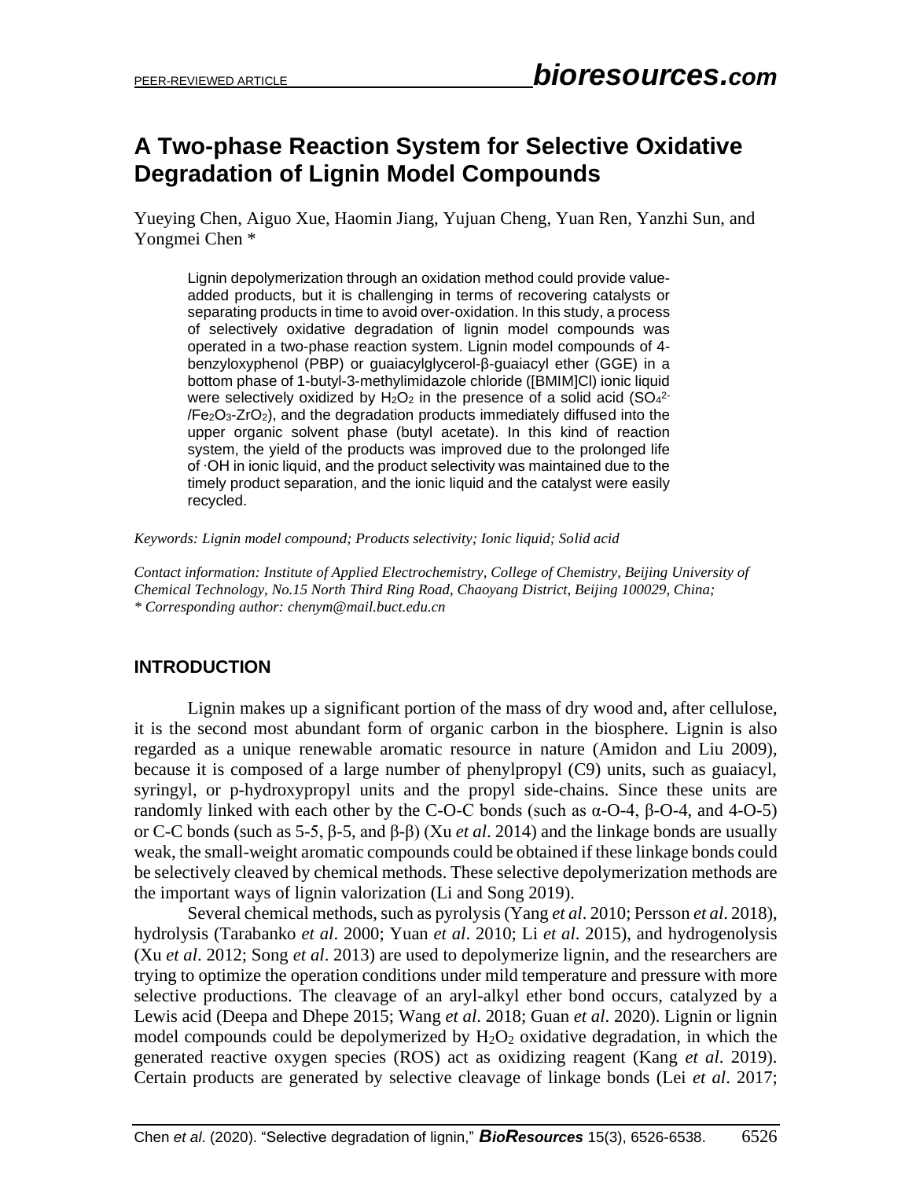# A Two-phase Reaction System for Selective Oxidative Degradation of Lignin Model Compounds

Yueying Chen, Aiguo Xue, Haomin Jiang, Yujuan Cheng, Yuan Ren, Yanzhi Sun, and Yongmei Chen *

Lignin depolymerization through an oxidation method could provide value-added products, but it is challenging in terms of recovering catalysts or separating products in time to avoid over-oxidation. In this study, a process of selectively oxidative degradation of lignin model compounds was operated in a two-phase reaction system. Lignin model compounds of 4-benzyloxyphenol (PBP) or guaiacylglycerol-β-guaiacyl ether (GGE) in a bottom phase of 1-butyl-3-methylimidazole chloride ([BMIM]Cl) ionic liquid were selectively oxidized by $H_2O_2$ in the presence of a solid acid ($SO_4^{2-}/Fe_2O_3$-$ZrO_2$), and the degradation products immediately diffused into the upper organic solvent phase (butyl acetate). In this kind of reaction system, the yield of the products was improved due to the prolonged life of ·OH in ionic liquid, and the product selectivity was maintained due to the timely product separation, and the ionic liquid and the catalyst were easily recycled.

*Keywords: Lignin model compound; Products selectivity; Ionic liquid; Solid acid*

*Contact information: Institute of Applied Electrochemistry, College of Chemistry, Beijing University of Chemical Technology, No.15 North Third Ring Road, Chaoyang District, Beijing 100029, China;*
*\* Corresponding author: chenym@mail.buct.edu.cn*

## INTRODUCTION

Lignin makes up a significant portion of the mass of dry wood and, after cellulose, it is the second most abundant form of organic carbon in the biosphere. Lignin is also regarded as a unique renewable aromatic resource in nature (Amidon and Liu 2009), because it is composed of a large number of phenylpropyl (C9) units, such as guaiacyl, syringyl, or p-hydroxypropyl units and the propyl side-chains. Since these units are randomly linked with each other by the C-O-C bonds (such as α-O-4, β-O-4, and 4-O-5) or C-C bonds (such as 5-5, β-5, and β-β) (Xu *et al*. 2014) and the linkage bonds are usually weak, the small-weight aromatic compounds could be obtained if these linkage bonds could be selectively cleaved by chemical methods. These selective depolymerization methods are the important ways of lignin valorization (Li and Song 2019).

Several chemical methods, such as pyrolysis (Yang *et al*. 2010; Persson *et al*. 2018), hydrolysis (Tarabanko *et al*. 2000; Yuan *et al*. 2010; Li *et al*. 2015), and hydrogenolysis (Xu *et al*. 2012; Song *et al*. 2013) are used to depolymerize lignin, and the researchers are trying to optimize the operation conditions under mild temperature and pressure with more selective productions. The cleavage of an aryl-alkyl ether bond occurs, catalyzed by a Lewis acid (Deepa and Dhepe 2015; Wang *et al*. 2018; Guan *et al*. 2020). Lignin or lignin model compounds could be depolymerized by $H_2O_2$ oxidative degradation, in which the generated reactive oxygen species (ROS) act as oxidizing reagent (Kang *et al*. 2019). Certain products are generated by selective cleavage of linkage bonds (Lei *et al*. 2017;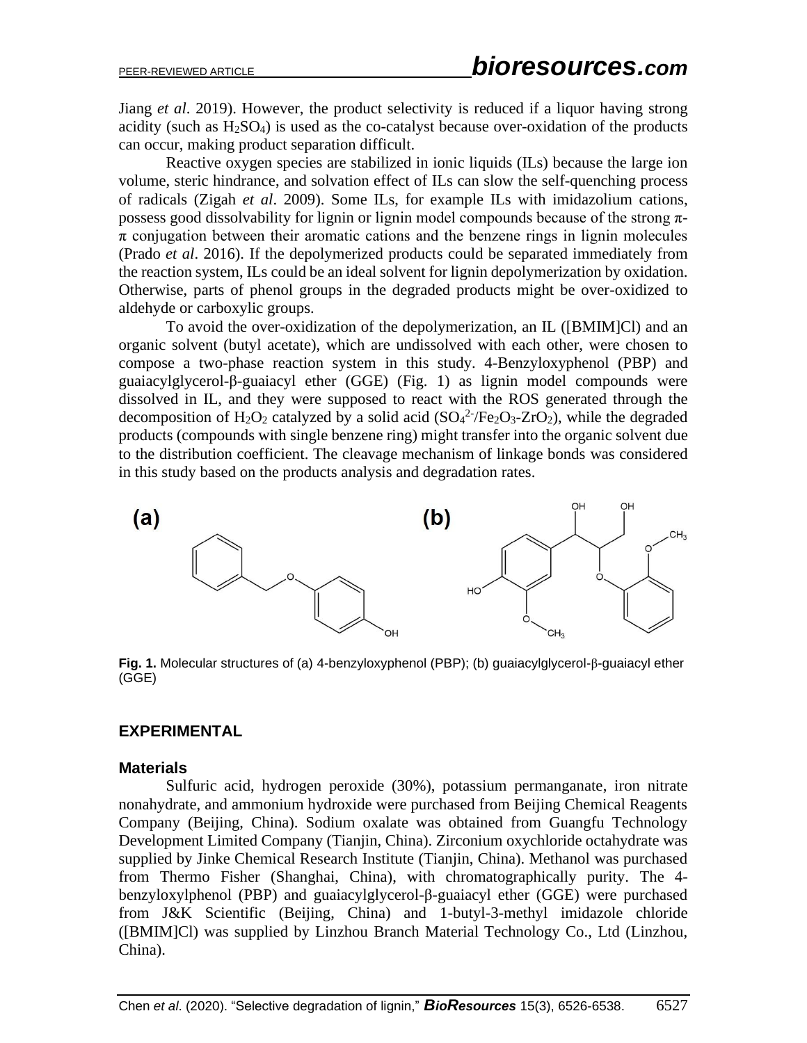Jiang *et al*. 2019). However, the product selectivity is reduced if a liquor having strong acidity (such as $H_2SO_4$) is used as the co-catalyst because over-oxidation of the products can occur, making product separation difficult.

Reactive oxygen species are stabilized in ionic liquids (ILs) because the large ion volume, steric hindrance, and solvation effect of ILs can slow the self-quenching process of radicals (Zigah *et al*. 2009). Some ILs, for example ILs with imidazolium cations, possess good dissolvability for lignin or lignin model compounds because of the strong π-π conjugation between their aromatic cations and the benzene rings in lignin molecules (Prado *et al*. 2016). If the depolymerized products could be separated immediately from the reaction system, ILs could be an ideal solvent for lignin depolymerization by oxidation. Otherwise, parts of phenol groups in the degraded products might be over-oxidized to aldehyde or carboxylic groups.

To avoid the over-oxidization of the depolymerization, an IL ([BMIM]Cl) and an organic solvent (butyl acetate), which are undissolved with each other, were chosen to compose a two-phase reaction system in this study. 4-Benzyloxyphenol (PBP) and guaiacylglycerol-β-guaiacyl ether (GGE) (Fig. 1) as lignin model compounds were dissolved in IL, and they were supposed to react with the ROS generated through the decomposition of $H_2O_2$ catalyzed by a solid acid ($SO_4^{2-}/Fe_2O_3$-$ZrO_2$), while the degraded products (compounds with single benzene ring) might transfer into the organic solvent due to the distribution coefficient. The cleavage mechanism of linkage bonds was considered in this study based on the products analysis and degradation rates.

**Fig. 1.** Molecular structures of (a) 4-benzyloxyphenol (PBP); (b) guaiacylglycerol-β-guaiacyl ether (GGE)

## EXPERIMENTAL

### Materials

Sulfuric acid, hydrogen peroxide (30%), potassium permanganate, iron nitrate nonahydrate, and ammonium hydroxide were purchased from Beijing Chemical Reagents Company (Beijing, China). Sodium oxalate was obtained from Guangfu Technology Development Limited Company (Tianjin, China). Zirconium oxychloride octahydrate was supplied by Jinke Chemical Research Institute (Tianjin, China). Methanol was purchased from Thermo Fisher (Shanghai, China), with chromatographically purity. The 4-benzyloxylphenol (PBP) and guaiacylglycerol-β-guaiacyl ether (GGE) were purchased from J&K Scientific (Beijing, China) and 1-butyl-3-methyl imidazole chloride ([BMIM]Cl) was supplied by Linzhou Branch Material Technology Co., Ltd (Linzhou, China).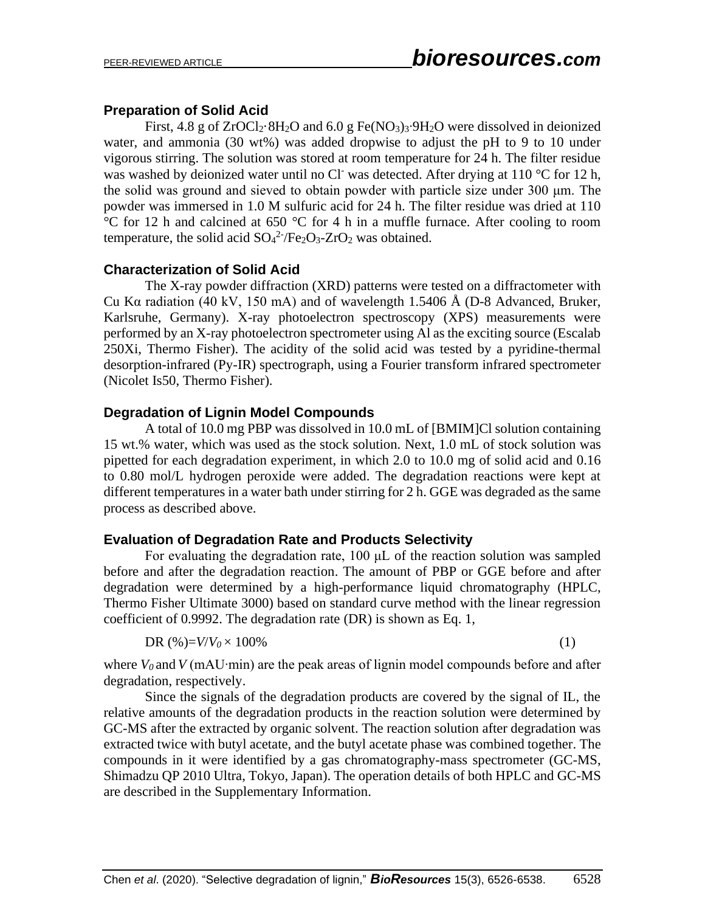### Preparation of Solid Acid

First, 4.8 g of $ZrOCl_2 \cdot 8H_2O$ and 6.0 g $Fe(NO_3)_3 \cdot 9H_2O$ were dissolved in deionized water, and ammonia (30 wt%) was added dropwise to adjust the pH to 9 to 10 under vigorous stirring. The solution was stored at room temperature for 24 h. The filter residue was washed by deionized water until no $Cl^-$ was detected. After drying at 110 °C for 12 h, the solid was ground and sieved to obtain powder with particle size under 300 μm. The powder was immersed in 1.0 M sulfuric acid for 24 h. The filter residue was dried at 110 °C for 12 h and calcined at 650 °C for 4 h in a muffle furnace. After cooling to room temperature, the solid acid $SO_4^{2-}/Fe_2O_3\text{-}ZrO_2$ was obtained.

### Characterization of Solid Acid

The X-ray powder diffraction (XRD) patterns were tested on a diffractometer with Cu Kα radiation (40 kV, 150 mA) and of wavelength 1.5406 Å (D-8 Advanced, Bruker, Karlsruhe, Germany). X-ray photoelectron spectroscopy (XPS) measurements were performed by an X-ray photoelectron spectrometer using Al as the exciting source (Escalab 250Xi, Thermo Fisher). The acidity of the solid acid was tested by a pyridine-thermal desorption-infrared (Py-IR) spectrograph, using a Fourier transform infrared spectrometer (Nicolet Is50, Thermo Fisher).

### Degradation of Lignin Model Compounds

A total of 10.0 mg PBP was dissolved in 10.0 mL of [BMIM]Cl solution containing 15 wt.% water, which was used as the stock solution. Next, 1.0 mL of stock solution was pipetted for each degradation experiment, in which 2.0 to 10.0 mg of solid acid and 0.16 to 0.80 mol/L hydrogen peroxide were added. The degradation reactions were kept at different temperatures in a water bath under stirring for 2 h. GGE was degraded as the same process as described above.

### Evaluation of Degradation Rate and Products Selectivity

For evaluating the degradation rate, 100 μL of the reaction solution was sampled before and after the degradation reaction. The amount of PBP or GGE before and after degradation were determined by a high-performance liquid chromatography (HPLC, Thermo Fisher Ultimate 3000) based on standard curve method with the linear regression coefficient of 0.9992. The degradation rate (DR) is shown as Eq. 1,

$$\text{DR (\%)} = V/V_0 \times 100\% \tag{1}$$

where $V_0$ and $V$ (mAU·min) are the peak areas of lignin model compounds before and after degradation, respectively.

Since the signals of the degradation products are covered by the signal of IL, the relative amounts of the degradation products in the reaction solution were determined by GC-MS after the extracted by organic solvent. The reaction solution after degradation was extracted twice with butyl acetate, and the butyl acetate phase was combined together. The compounds in it were identified by a gas chromatography-mass spectrometer (GC-MS, Shimadzu QP 2010 Ultra, Tokyo, Japan). The operation details of both HPLC and GC-MS are described in the Supplementary Information.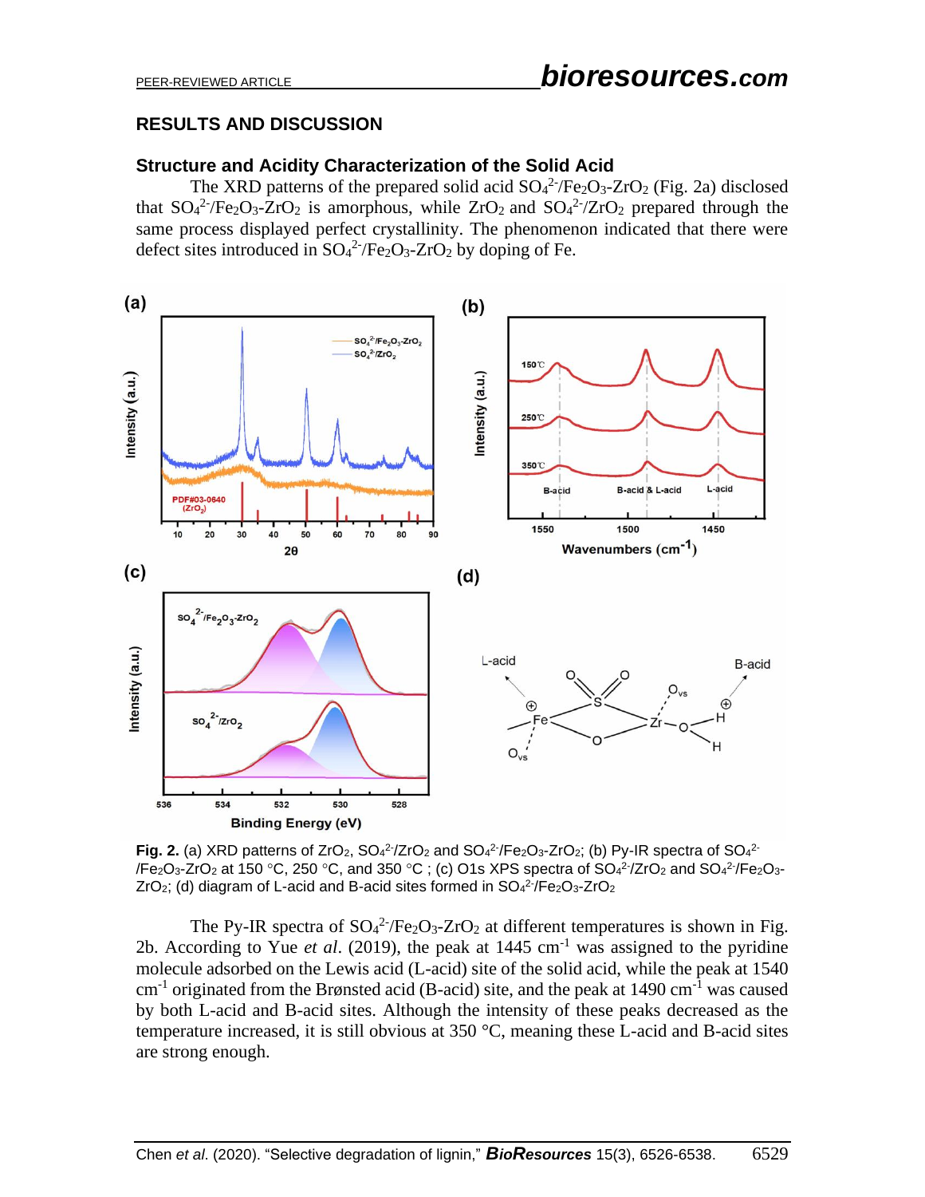## RESULTS AND DISCUSSION

### Structure and Acidity Characterization of the Solid Acid

The XRD patterns of the prepared solid acid $SO_4^{2-}/Fe_2O_3\text{-}ZrO_2$ (Fig. 2a) disclosed that $SO_4^{2-}/Fe_2O_3\text{-}ZrO_2$ is amorphous, while $ZrO_2$ and $SO_4^{2-}/ZrO_2$ prepared through the same process displayed perfect crystallinity. The phenomenon indicated that there were defect sites introduced in $SO_4^{2-}/Fe_2O_3\text{-}ZrO_2$ by doping of Fe.

**Fig. 2.** (a) XRD patterns of $ZrO_2$, $SO_4^{2-}/ZrO_2$ and $SO_4^{2-}/Fe_2O_3\text{-}ZrO_2$; (b) Py-IR spectra of $SO_4^{2-}/Fe_2O_3\text{-}ZrO_2$ at 150 °C, 250 °C, and 350 °C ; (c) O1s XPS spectra of $SO_4^{2-}/ZrO_2$ and $SO_4^{2-}/Fe_2O_3\text{-}ZrO_2$; (d) diagram of L-acid and B-acid sites formed in $SO_4^{2-}/Fe_2O_3\text{-}ZrO_2$

The Py-IR spectra of $SO_4^{2-}/Fe_2O_3\text{-}ZrO_2$ at different temperatures is shown in Fig. 2b. According to Yue *et al*. (2019), the peak at 1445 $cm^{-1}$ was assigned to the pyridine molecule adsorbed on the Lewis acid (L-acid) site of the solid acid, while the peak at 1540 $cm^{-1}$ originated from the Brønsted acid (B-acid) site, and the peak at 1490 $cm^{-1}$ was caused by both L-acid and B-acid sites. Although the intensity of these peaks decreased as the temperature increased, it is still obvious at 350 °C, meaning these L-acid and B-acid sites are strong enough.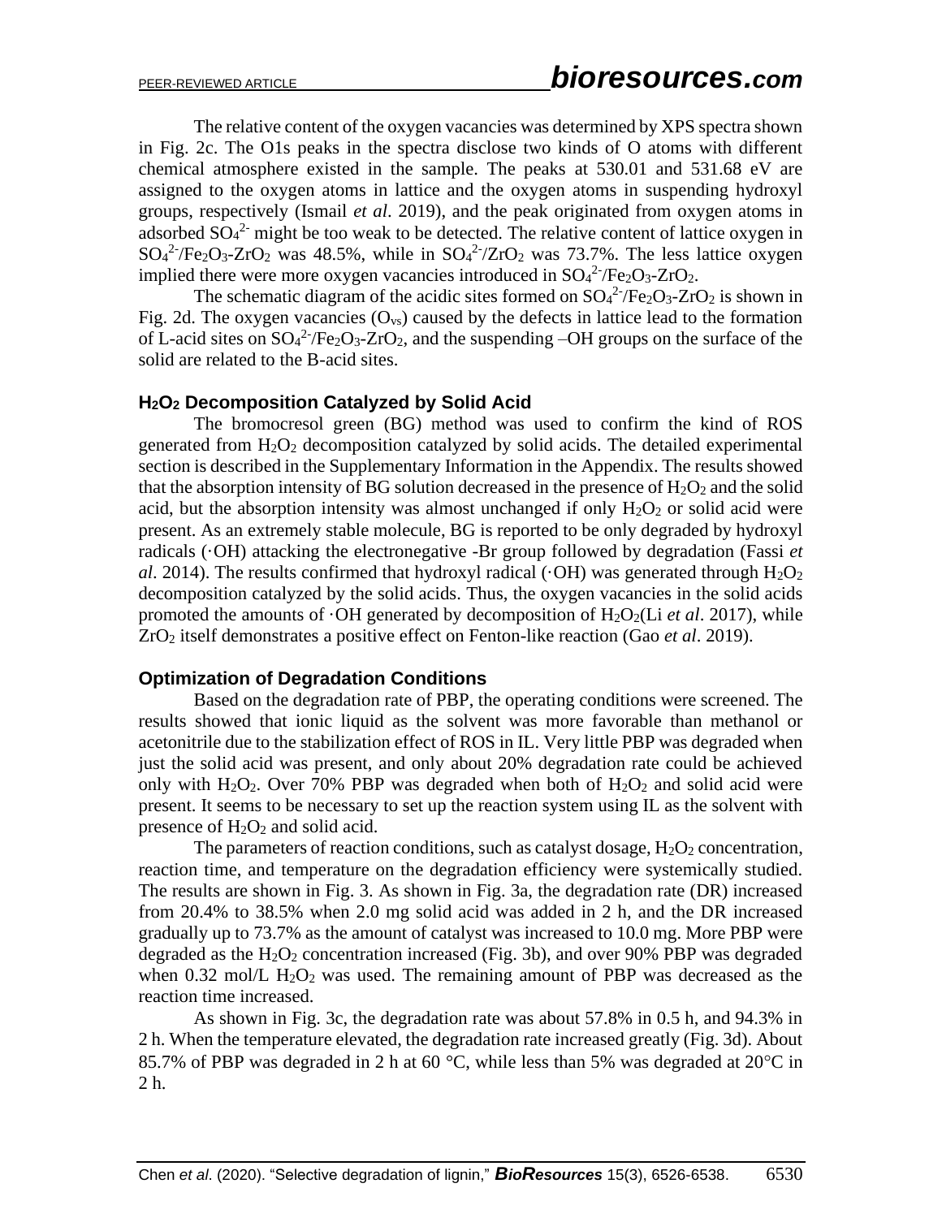The relative content of the oxygen vacancies was determined by XPS spectra shown in Fig. 2c. The O1s peaks in the spectra disclose two kinds of O atoms with different chemical atmosphere existed in the sample. The peaks at 530.01 and 531.68 eV are assigned to the oxygen atoms in lattice and the oxygen atoms in suspending hydroxyl groups, respectively (Ismail *et al*. 2019), and the peak originated from oxygen atoms in adsorbed $SO_4^{2-}$ might be too weak to be detected. The relative content of lattice oxygen in $SO_4^{2-}/Fe_2O_3$-$ZrO_2$ was 48.5%, while in $SO_4^{2-}/ZrO_2$ was 73.7%. The less lattice oxygen implied there were more oxygen vacancies introduced in $SO_4^{2-}/Fe_2O_3$-$ZrO_2$.

The schematic diagram of the acidic sites formed on $SO_4^{2-}/Fe_2O_3$-$ZrO_2$ is shown in Fig. 2d. The oxygen vacancies ($O_{vs}$) caused by the defects in lattice lead to the formation of L-acid sites on $SO_4^{2-}/Fe_2O_3$-$ZrO_2$, and the suspending –OH groups on the surface of the solid are related to the B-acid sites.

### $H_2O_2$ Decomposition Catalyzed by Solid Acid

The bromocresol green (BG) method was used to confirm the kind of ROS generated from $H_2O_2$ decomposition catalyzed by solid acids. The detailed experimental section is described in the Supplementary Information in the Appendix. The results showed that the absorption intensity of BG solution decreased in the presence of $H_2O_2$ and the solid acid, but the absorption intensity was almost unchanged if only $H_2O_2$ or solid acid were present. As an extremely stable molecule, BG is reported to be only degraded by hydroxyl radicals (·OH) attacking the electronegative -Br group followed by degradation (Fassi *et al*. 2014). The results confirmed that hydroxyl radical (·OH) was generated through $H_2O_2$ decomposition catalyzed by the solid acids. Thus, the oxygen vacancies in the solid acids promoted the amounts of ·OH generated by decomposition of $H_2O_2$(Li *et al*. 2017), while $ZrO_2$ itself demonstrates a positive effect on Fenton-like reaction (Gao *et al*. 2019).

### Optimization of Degradation Conditions

Based on the degradation rate of PBP, the operating conditions were screened. The results showed that ionic liquid as the solvent was more favorable than methanol or acetonitrile due to the stabilization effect of ROS in IL. Very little PBP was degraded when just the solid acid was present, and only about 20% degradation rate could be achieved only with $H_2O_2$. Over 70% PBP was degraded when both of $H_2O_2$ and solid acid were present. It seems to be necessary to set up the reaction system using IL as the solvent with presence of $H_2O_2$ and solid acid.

The parameters of reaction conditions, such as catalyst dosage, $H_2O_2$ concentration, reaction time, and temperature on the degradation efficiency were systemically studied. The results are shown in Fig. 3. As shown in Fig. 3a, the degradation rate (DR) increased from 20.4% to 38.5% when 2.0 mg solid acid was added in 2 h, and the DR increased gradually up to 73.7% as the amount of catalyst was increased to 10.0 mg. More PBP were degraded as the $H_2O_2$ concentration increased (Fig. 3b), and over 90% PBP was degraded when 0.32 mol/L $H_2O_2$ was used. The remaining amount of PBP was decreased as the reaction time increased.

As shown in Fig. 3c, the degradation rate was about 57.8% in 0.5 h, and 94.3% in 2 h. When the temperature elevated, the degradation rate increased greatly (Fig. 3d). About 85.7% of PBP was degraded in 2 h at 60 °C, while less than 5% was degraded at 20°C in 2 h.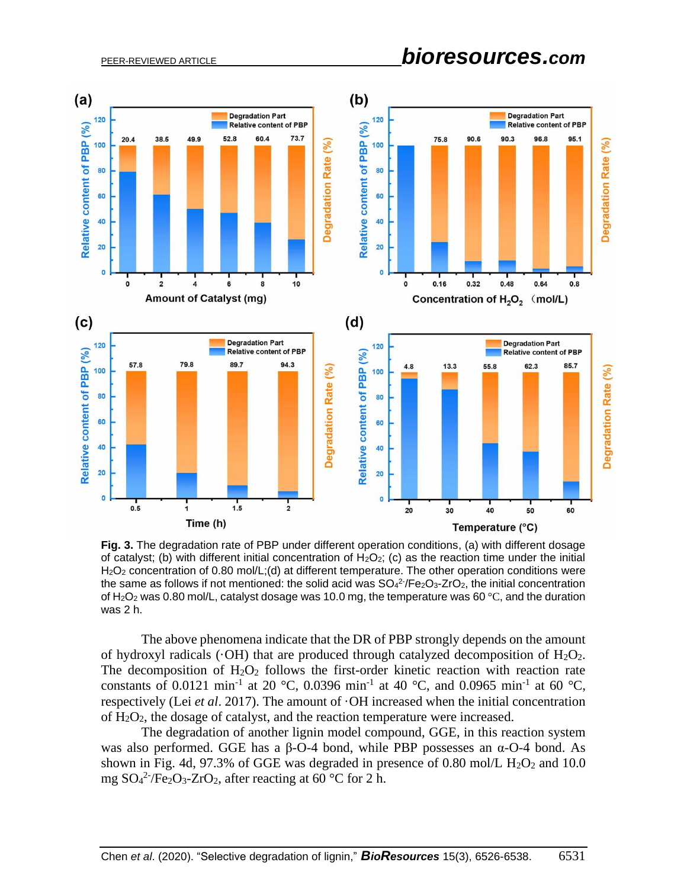**Fig. 3.** The degradation rate of PBP under different operation conditions, (a) with different dosage of catalyst; (b) with different initial concentration of $H_2O_2$; (c) as the reaction time under the initial $H_2O_2$ concentration of 0.80 mol/L;(d) at different temperature. The other operation conditions were the same as follows if not mentioned: the solid acid was $SO_4^{2-}/Fe_2O_3$-$ZrO_2$, the initial concentration of $H_2O_2$ was 0.80 mol/L, catalyst dosage was 10.0 mg, the temperature was 60 °C, and the duration was 2 h.

The above phenomena indicate that the DR of PBP strongly depends on the amount of hydroxyl radicals (·OH) that are produced through catalyzed decomposition of $H_2O_2$. The decomposition of $H_2O_2$ follows the first-order kinetic reaction with reaction rate constants of 0.0121 $min^{-1}$ at 20 °C, 0.0396 $min^{-1}$ at 40 °C, and 0.0965 $min^{-1}$ at 60 °C, respectively (Lei *et al*. 2017). The amount of ·OH increased when the initial concentration of $H_2O_2$, the dosage of catalyst, and the reaction temperature were increased.

The degradation of another lignin model compound, GGE, in this reaction system was also performed. GGE has a β-O-4 bond, while PBP possesses an α-O-4 bond. As shown in Fig. 4d, 97.3% of GGE was degraded in presence of 0.80 mol/L $H_2O_2$ and 10.0 mg $SO_4^{2-}/Fe_2O_3$-$ZrO_2$, after reacting at 60 °C for 2 h.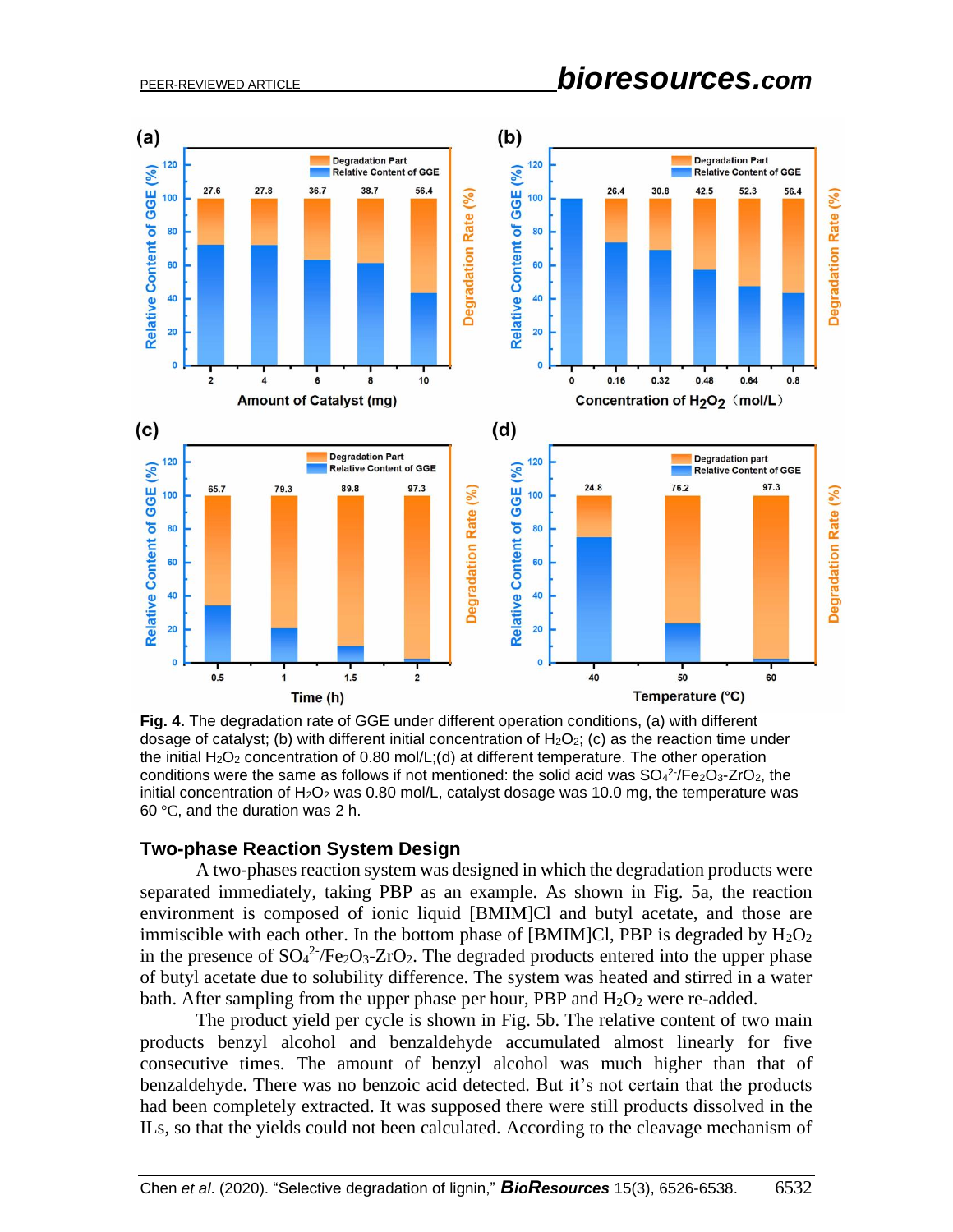**Fig. 4.** The degradation rate of GGE under different operation conditions, (a) with different dosage of catalyst; (b) with different initial concentration of $H_2O_2$; (c) as the reaction time under the initial $H_2O_2$ concentration of 0.80 mol/L;(d) at different temperature. The other operation conditions were the same as follows if not mentioned: the solid acid was $SO_4^{2-}/Fe_2O_3\text{-}ZrO_2$, the initial concentration of $H_2O_2$ was 0.80 mol/L, catalyst dosage was 10.0 mg, the temperature was 60 °C, and the duration was 2 h.

## Two-phase Reaction System Design

A two-phases reaction system was designed in which the degradation products were separated immediately, taking PBP as an example. As shown in Fig. 5a, the reaction environment is composed of ionic liquid [BMIM]Cl and butyl acetate, and those are immiscible with each other. In the bottom phase of [BMIM]Cl, PBP is degraded by $H_2O_2$ in the presence of $SO_4^{2-}/Fe_2O_3\text{-}ZrO_2$. The degraded products entered into the upper phase of butyl acetate due to solubility difference. The system was heated and stirred in a water bath. After sampling from the upper phase per hour, PBP and $H_2O_2$ were re-added.

The product yield per cycle is shown in Fig. 5b. The relative content of two main products benzyl alcohol and benzaldehyde accumulated almost linearly for five consecutive times. The amount of benzyl alcohol was much higher than that of benzaldehyde. There was no benzoic acid detected. But it's not certain that the products had been completely extracted. It was supposed there were still products dissolved in the ILs, so that the yields could not been calculated. According to the cleavage mechanism of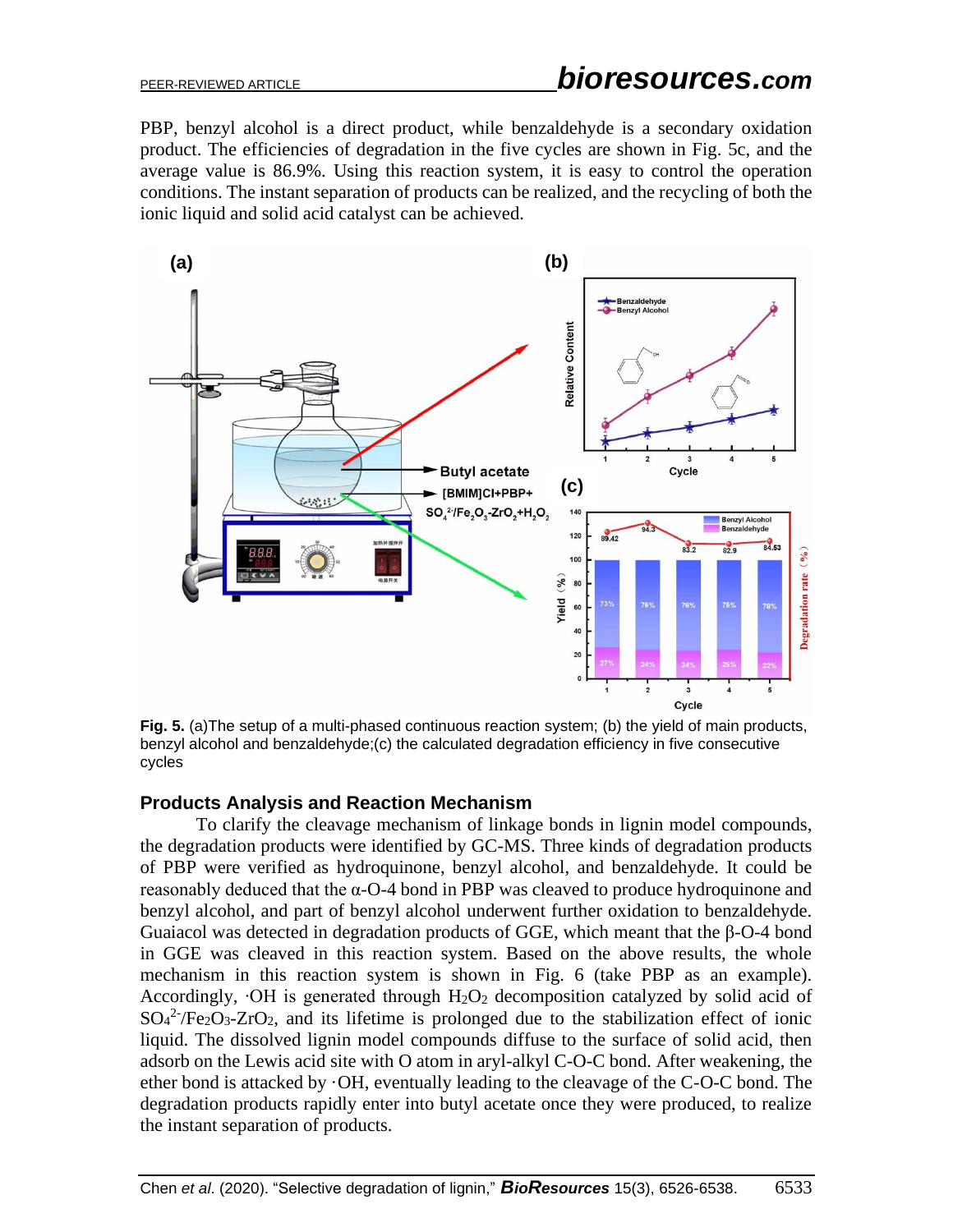PBP, benzyl alcohol is a direct product, while benzaldehyde is a secondary oxidation product. The efficiencies of degradation in the five cycles are shown in Fig. 5c, and the average value is 86.9%. Using this reaction system, it is easy to control the operation conditions. The instant separation of products can be realized, and the recycling of both the ionic liquid and solid acid catalyst can be achieved.

**Fig. 5.** (a)The setup of a multi-phased continuous reaction system; (b) the yield of main products, benzyl alcohol and benzaldehyde;(c) the calculated degradation efficiency in five consecutive cycles

## Products Analysis and Reaction Mechanism

To clarify the cleavage mechanism of linkage bonds in lignin model compounds, the degradation products were identified by GC-MS. Three kinds of degradation products of PBP were verified as hydroquinone, benzyl alcohol, and benzaldehyde. It could be reasonably deduced that the α-O-4 bond in PBP was cleaved to produce hydroquinone and benzyl alcohol, and part of benzyl alcohol underwent further oxidation to benzaldehyde. Guaiacol was detected in degradation products of GGE, which meant that the β-O-4 bond in GGE was cleaved in this reaction system. Based on the above results, the whole mechanism in this reaction system is shown in Fig. 6 (take PBP as an example). Accordingly, ·OH is generated through $H_2O_2$ decomposition catalyzed by solid acid of $SO_4^{2-}/Fe_2O_3\text{-}ZrO_2$, and its lifetime is prolonged due to the stabilization effect of ionic liquid. The dissolved lignin model compounds diffuse to the surface of solid acid, then adsorb on the Lewis acid site with O atom in aryl-alkyl C-O-C bond. After weakening, the ether bond is attacked by ·OH, eventually leading to the cleavage of the C-O-C bond. The degradation products rapidly enter into butyl acetate once they were produced, to realize the instant separation of products.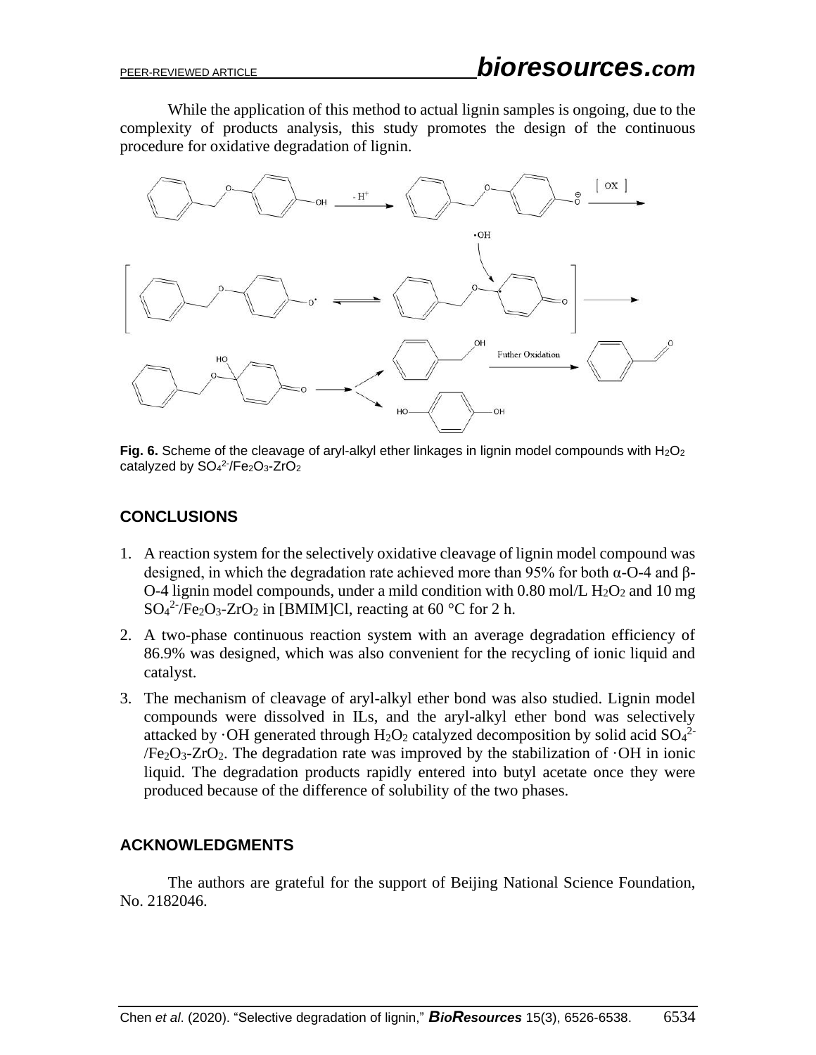While the application of this method to actual lignin samples is ongoing, due to the complexity of products analysis, this study promotes the design of the continuous procedure for oxidative degradation of lignin.

**Fig. 6.** Scheme of the cleavage of aryl-alkyl ether linkages in lignin model compounds with $H_2O_2$ catalyzed by $SO_4^{2-}/Fe_2O_3$-$ZrO_2$

## CONCLUSIONS

1. A reaction system for the selectively oxidative cleavage of lignin model compound was designed, in which the degradation rate achieved more than 95% for both α-O-4 and β-O-4 lignin model compounds, under a mild condition with 0.80 mol/L $H_2O_2$ and 10 mg $SO_4^{2-}/Fe_2O_3$-$ZrO_2$ in [BMIM]Cl, reacting at 60 °C for 2 h.
2. A two-phase continuous reaction system with an average degradation efficiency of 86.9% was designed, which was also convenient for the recycling of ionic liquid and catalyst.
3. The mechanism of cleavage of aryl-alkyl ether bond was also studied. Lignin model compounds were dissolved in ILs, and the aryl-alkyl ether bond was selectively attacked by ·OH generated through $H_2O_2$ catalyzed decomposition by solid acid $SO_4^{2-}/Fe_2O_3$-$ZrO_2$. The degradation rate was improved by the stabilization of ·OH in ionic liquid. The degradation products rapidly entered into butyl acetate once they were produced because of the difference of solubility of the two phases.

## ACKNOWLEDGMENTS

The authors are grateful for the support of Beijing National Science Foundation, No. 2182046.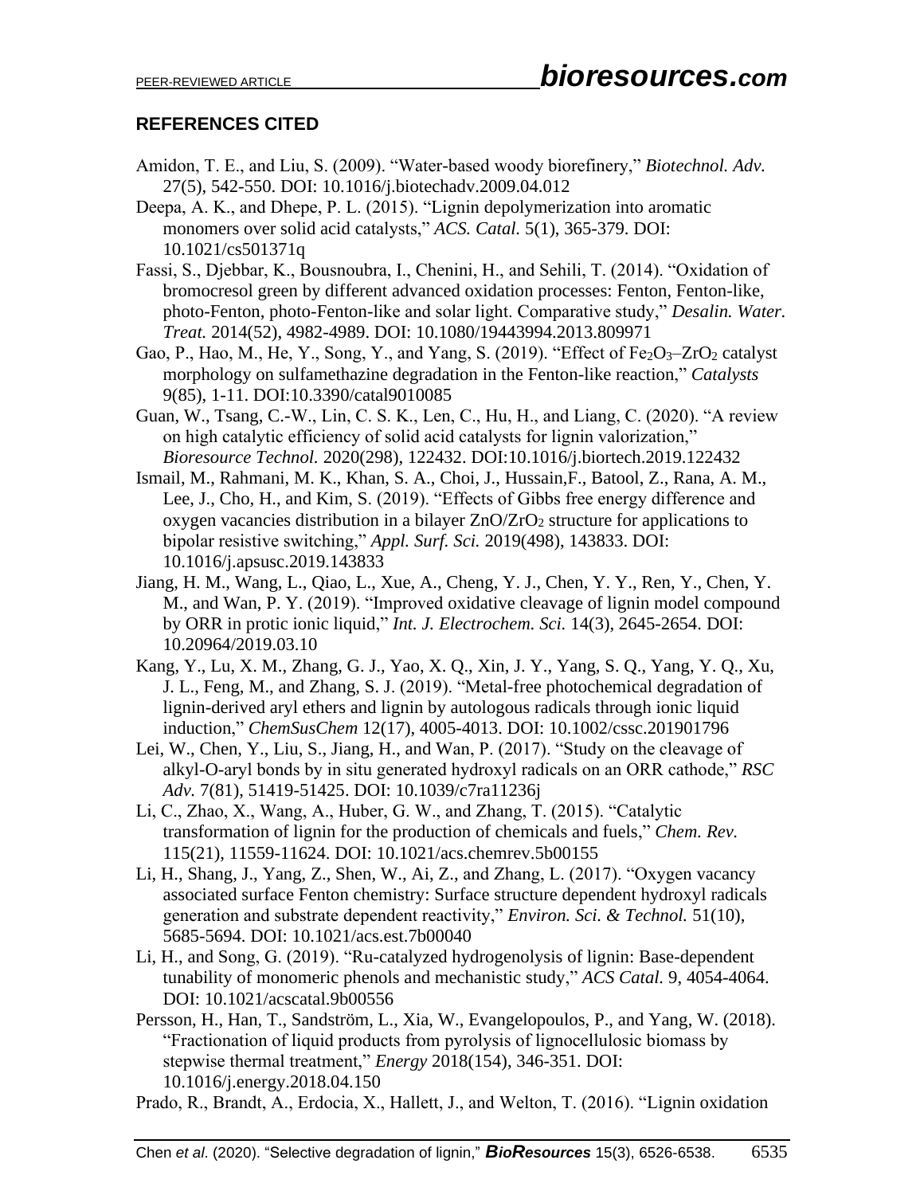## REFERENCES CITED

Amidon, T. E., and Liu, S. (2009). "Water-based woody biorefinery," *Biotechnol. Adv.* 27(5), 542-550. DOI: 10.1016/j.biotechadv.2009.04.012

Deepa, A. K., and Dhepe, P. L. (2015). "Lignin depolymerization into aromatic monomers over solid acid catalysts," *ACS. Catal.* 5(1), 365-379. DOI: 10.1021/cs501371q

Fassi, S., Djebbar, K., Bousnoubra, I., Chenini, H., and Sehili, T. (2014). "Oxidation of bromocresol green by different advanced oxidation processes: Fenton, Fenton-like, photo-Fenton, photo-Fenton-like and solar light. Comparative study," *Desalin. Water. Treat.* 2014(52), 4982-4989. DOI: 10.1080/19443994.2013.809971

Gao, P., Hao, M., He, Y., Song, Y., and Yang, S. (2019). "Effect of $Fe_2O_3$–$ZrO_2$ catalyst morphology on sulfamethazine degradation in the Fenton-like reaction," *Catalysts* 9(85), 1-11. DOI:10.3390/catal9010085

Guan, W., Tsang, C.-W., Lin, C. S. K., Len, C., Hu, H., and Liang, C. (2020). "A review on high catalytic efficiency of solid acid catalysts for lignin valorization," *Bioresource Technol.* 2020(298), 122432. DOI:10.1016/j.biortech.2019.122432

Ismail, M., Rahmani, M. K., Khan, S. A., Choi, J., Hussain,F., Batool, Z., Rana, A. M., Lee, J., Cho, H., and Kim, S. (2019). "Effects of Gibbs free energy difference and oxygen vacancies distribution in a bilayer $ZnO/ZrO_2$ structure for applications to bipolar resistive switching," *Appl. Surf. Sci.* 2019(498), 143833. DOI: 10.1016/j.apsusc.2019.143833

Jiang, H. M., Wang, L., Qiao, L., Xue, A., Cheng, Y. J., Chen, Y. Y., Ren, Y., Chen, Y. M., and Wan, P. Y. (2019). "Improved oxidative cleavage of lignin model compound by ORR in protic ionic liquid," *Int. J. Electrochem. Sci.* 14(3), 2645-2654. DOI: 10.20964/2019.03.10

Kang, Y., Lu, X. M., Zhang, G. J., Yao, X. Q., Xin, J. Y., Yang, S. Q., Yang, Y. Q., Xu, J. L., Feng, M., and Zhang, S. J. (2019). "Metal-free photochemical degradation of lignin-derived aryl ethers and lignin by autologous radicals through ionic liquid induction," *ChemSusChem* 12(17), 4005-4013. DOI: 10.1002/cssc.201901796

Lei, W., Chen, Y., Liu, S., Jiang, H., and Wan, P. (2017). "Study on the cleavage of alkyl-O-aryl bonds by in situ generated hydroxyl radicals on an ORR cathode," *RSC Adv.* 7(81), 51419-51425. DOI: 10.1039/c7ra11236j

Li, C., Zhao, X., Wang, A., Huber, G. W., and Zhang, T. (2015). "Catalytic transformation of lignin for the production of chemicals and fuels," *Chem. Rev.* 115(21), 11559-11624. DOI: 10.1021/acs.chemrev.5b00155

Li, H., Shang, J., Yang, Z., Shen, W., Ai, Z., and Zhang, L. (2017). "Oxygen vacancy associated surface Fenton chemistry: Surface structure dependent hydroxyl radicals generation and substrate dependent reactivity," *Environ. Sci. & Technol.* 51(10), 5685-5694. DOI: 10.1021/acs.est.7b00040

Li, H., and Song, G. (2019). "Ru-catalyzed hydrogenolysis of lignin: Base-dependent tunability of monomeric phenols and mechanistic study," *ACS Catal.* 9, 4054-4064. DOI: 10.1021/acscatal.9b00556

Persson, H., Han, T., Sandström, L., Xia, W., Evangelopoulos, P., and Yang, W. (2018). "Fractionation of liquid products from pyrolysis of lignocellulosic biomass by stepwise thermal treatment," *Energy* 2018(154), 346-351. DOI: 10.1016/j.energy.2018.04.150

Prado, R., Brandt, A., Erdocia, X., Hallett, J., and Welton, T. (2016). "Lignin oxidation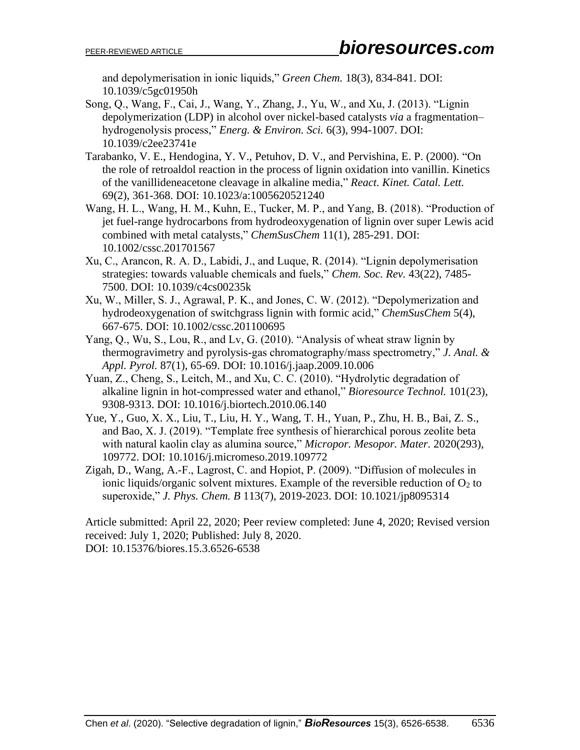and depolymerisation in ionic liquids," *Green Chem.* 18(3), 834-841. DOI: 10.1039/c5gc01950h

Song, Q., Wang, F., Cai, J., Wang, Y., Zhang, J., Yu, W., and Xu, J. (2013). "Lignin depolymerization (LDP) in alcohol over nickel-based catalysts *via* a fragmentation–hydrogenolysis process," *Energ. & Environ. Sci.* 6(3), 994-1007. DOI: 10.1039/c2ee23741e

Tarabanko, V. E., Hendogina, Y. V., Petuhov, D. V., and Pervishina, E. P. (2000). "On the role of retroaldol reaction in the process of lignin oxidation into vanillin. Kinetics of the vanillideneacetone cleavage in alkaline media," *React. Kinet. Catal. Lett.* 69(2), 361-368. DOI: 10.1023/a:1005620521240

Wang, H. L., Wang, H. M., Kuhn, E., Tucker, M. P., and Yang, B. (2018). "Production of jet fuel-range hydrocarbons from hydrodeoxygenation of lignin over super Lewis acid combined with metal catalysts," *ChemSusChem* 11(1), 285-291. DOI: 10.1002/cssc.201701567

Xu, C., Arancon, R. A. D., Labidi, J., and Luque, R. (2014). "Lignin depolymerisation strategies: towards valuable chemicals and fuels," *Chem. Soc. Rev.* 43(22), 7485-7500. DOI: 10.1039/c4cs00235k

Xu, W., Miller, S. J., Agrawal, P. K., and Jones, C. W. (2012). "Depolymerization and hydrodeoxygenation of switchgrass lignin with formic acid," *ChemSusChem* 5(4), 667-675. DOI: 10.1002/cssc.201100695

Yang, Q., Wu, S., Lou, R., and Lv, G. (2010). "Analysis of wheat straw lignin by thermogravimetry and pyrolysis-gas chromatography/mass spectrometry," *J. Anal. & Appl. Pyrol.* 87(1), 65-69. DOI: 10.1016/j.jaap.2009.10.006

Yuan, Z., Cheng, S., Leitch, M., and Xu, C. C. (2010). "Hydrolytic degradation of alkaline lignin in hot-compressed water and ethanol," *Bioresource Technol.* 101(23), 9308-9313. DOI: 10.1016/j.biortech.2010.06.140

Yue, Y., Guo, X. X., Liu, T., Liu, H. Y., Wang, T. H., Yuan, P., Zhu, H. B., Bai, Z. S., and Bao, X. J. (2019). "Template free synthesis of hierarchical porous zeolite beta with natural kaolin clay as alumina source," *Micropor. Mesopor. Mater.* 2020(293), 109772. DOI: 10.1016/j.micromeso.2019.109772

Zigah, D., Wang, A.-F., Lagrost, C. and Hopiot, P. (2009). "Diffusion of molecules in ionic liquids/organic solvent mixtures. Example of the reversible reduction of $O_2$ to superoxide," *J. Phys. Chem. B* 113(7), 2019-2023. DOI: 10.1021/jp8095314

Article submitted: April 22, 2020; Peer review completed: June 4, 2020; Revised version received: July 1, 2020; Published: July 8, 2020.
DOI: 10.15376/biores.15.3.6526-6538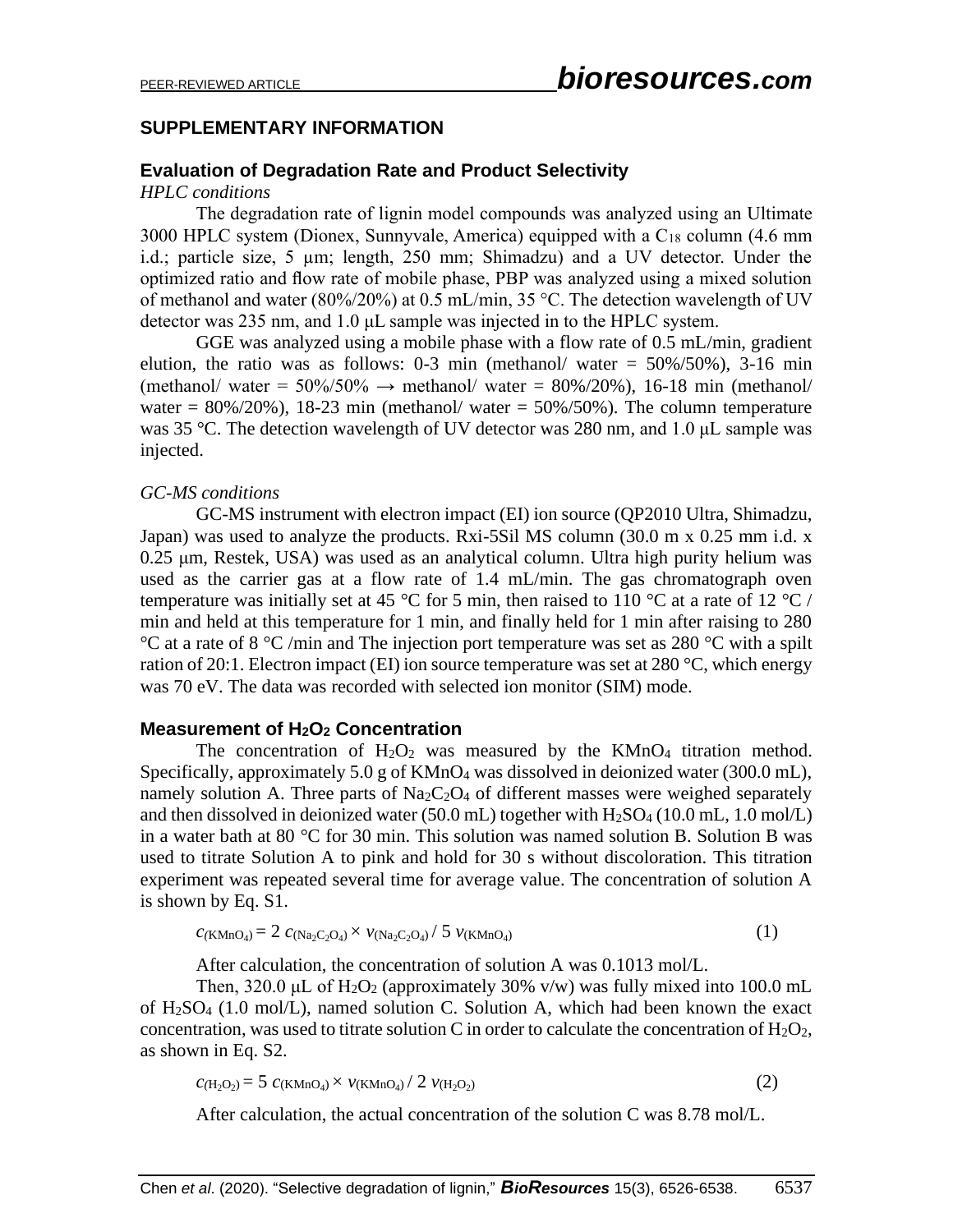## SUPPLEMENTARY INFORMATION

### Evaluation of Degradation Rate and Product Selectivity

*HPLC conditions*

The degradation rate of lignin model compounds was analyzed using an Ultimate 3000 HPLC system (Dionex, Sunnyvale, America) equipped with a $C_{18}$ column (4.6 mm i.d.; particle size, 5 μm; length, 250 mm; Shimadzu) and a UV detector. Under the optimized ratio and flow rate of mobile phase, PBP was analyzed using a mixed solution of methanol and water (80%/20%) at 0.5 mL/min, 35 °C. The detection wavelength of UV detector was 235 nm, and 1.0 μL sample was injected in to the HPLC system.

GGE was analyzed using a mobile phase with a flow rate of 0.5 mL/min, gradient elution, the ratio was as follows: 0-3 min (methanol/ water = 50%/50%), 3-16 min (methanol/ water = 50%/50% → methanol/ water = 80%/20%), 16-18 min (methanol/ water = 80%/20%), 18-23 min (methanol/ water = 50%/50%). The column temperature was 35 °C. The detection wavelength of UV detector was 280 nm, and 1.0 μL sample was injected.

*GC-MS conditions*

GC-MS instrument with electron impact (EI) ion source (QP2010 Ultra, Shimadzu, Japan) was used to analyze the products. Rxi-5Sil MS column (30.0 m x 0.25 mm i.d. x 0.25 μm, Restek, USA) was used as an analytical column. Ultra high purity helium was used as the carrier gas at a flow rate of 1.4 mL/min. The gas chromatograph oven temperature was initially set at 45 °C for 5 min, then raised to 110 °C at a rate of 12 °C / min and held at this temperature for 1 min, and finally held for 1 min after raising to 280 °C at a rate of 8 °C /min and The injection port temperature was set as 280 °C with a spilt ration of 20:1. Electron impact (EI) ion source temperature was set at 280 °C, which energy was 70 eV. The data was recorded with selected ion monitor (SIM) mode.

### Measurement of $H_2O_2$ Concentration

The concentration of $H_2O_2$ was measured by the $KMnO_4$ titration method. Specifically, approximately 5.0 g of $KMnO_4$ was dissolved in deionized water (300.0 mL), namely solution A. Three parts of $Na_2C_2O_4$ of different masses were weighed separately and then dissolved in deionized water (50.0 mL) together with $H_2SO_4$ (10.0 mL, 1.0 mol/L) in a water bath at 80 °C for 30 min. This solution was named solution B. Solution B was used to titrate Solution A to pink and hold for 30 s without discoloration. This titration experiment was repeated several time for average value. The concentration of solution A is shown by Eq. S1.

$$c_{(KMnO_4)} = 2\, c_{(Na_2C_2O_4)} \times v_{(Na_2C_2O_4)} / 5\, v_{(KMnO_4)} \tag{1}$$

After calculation, the concentration of solution A was 0.1013 mol/L.

Then, 320.0 μL of $H_2O_2$ (approximately 30% v/w) was fully mixed into 100.0 mL of $H_2SO_4$ (1.0 mol/L), named solution C. Solution A, which had been known the exact concentration, was used to titrate solution C in order to calculate the concentration of $H_2O_2$, as shown in Eq. S2.

$$c_{(H_2O_2)} = 5\, c_{(KMnO_4)} \times v_{(KMnO_4)} / 2\, v_{(H_2O_2)} \tag{2}$$

After calculation, the actual concentration of the solution C was 8.78 mol/L.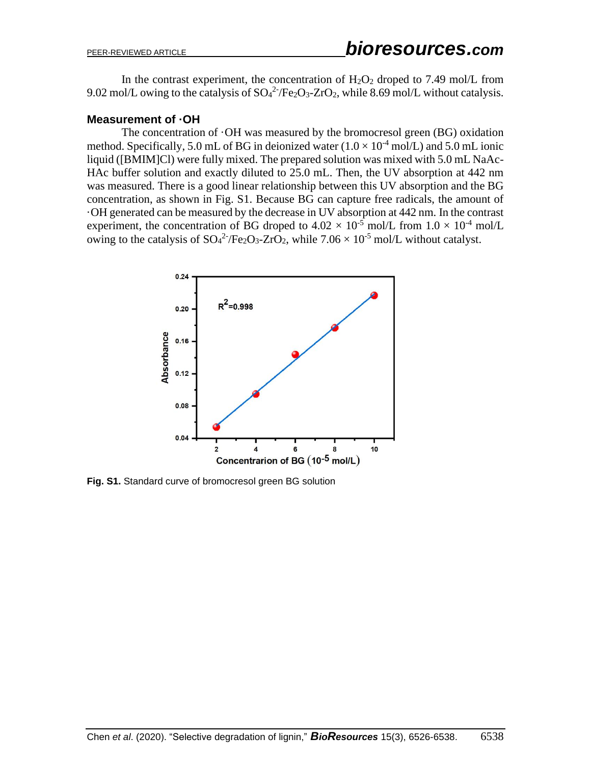In the contrast experiment, the concentration of $H_2O_2$ droped to 7.49 mol/L from 9.02 mol/L owing to the catalysis of $SO_4^{2-}/Fe_2O_3$-$ZrO_2$, while 8.69 mol/L without catalysis.

### Measurement of ·OH

The concentration of ·OH was measured by the bromocresol green (BG) oxidation method. Specifically, 5.0 mL of BG in deionized water ($1.0 \times 10^{-4}$ mol/L) and 5.0 mL ionic liquid ([BMIM]Cl) were fully mixed. The prepared solution was mixed with 5.0 mL NaAc-HAc buffer solution and exactly diluted to 25.0 mL. Then, the UV absorption at 442 nm was measured. There is a good linear relationship between this UV absorption and the BG concentration, as shown in Fig. S1. Because BG can capture free radicals, the amount of ·OH generated can be measured by the decrease in UV absorption at 442 nm. In the contrast experiment, the concentration of BG droped to $4.02 \times 10^{-5}$ mol/L from $1.0 \times 10^{-4}$ mol/L owing to the catalysis of $SO_4^{2-}/Fe_2O_3$-$ZrO_2$, while $7.06 \times 10^{-5}$ mol/L without catalyst.

$R^2$=0.998

Absorbance

0.24
0.20
0.16
0.12
0.08
0.04

2
4
6
8
10

Concentrarion of BG ($10^{-5}$ mol/L)

**Fig. S1.** Standard curve of bromocresol green BG solution